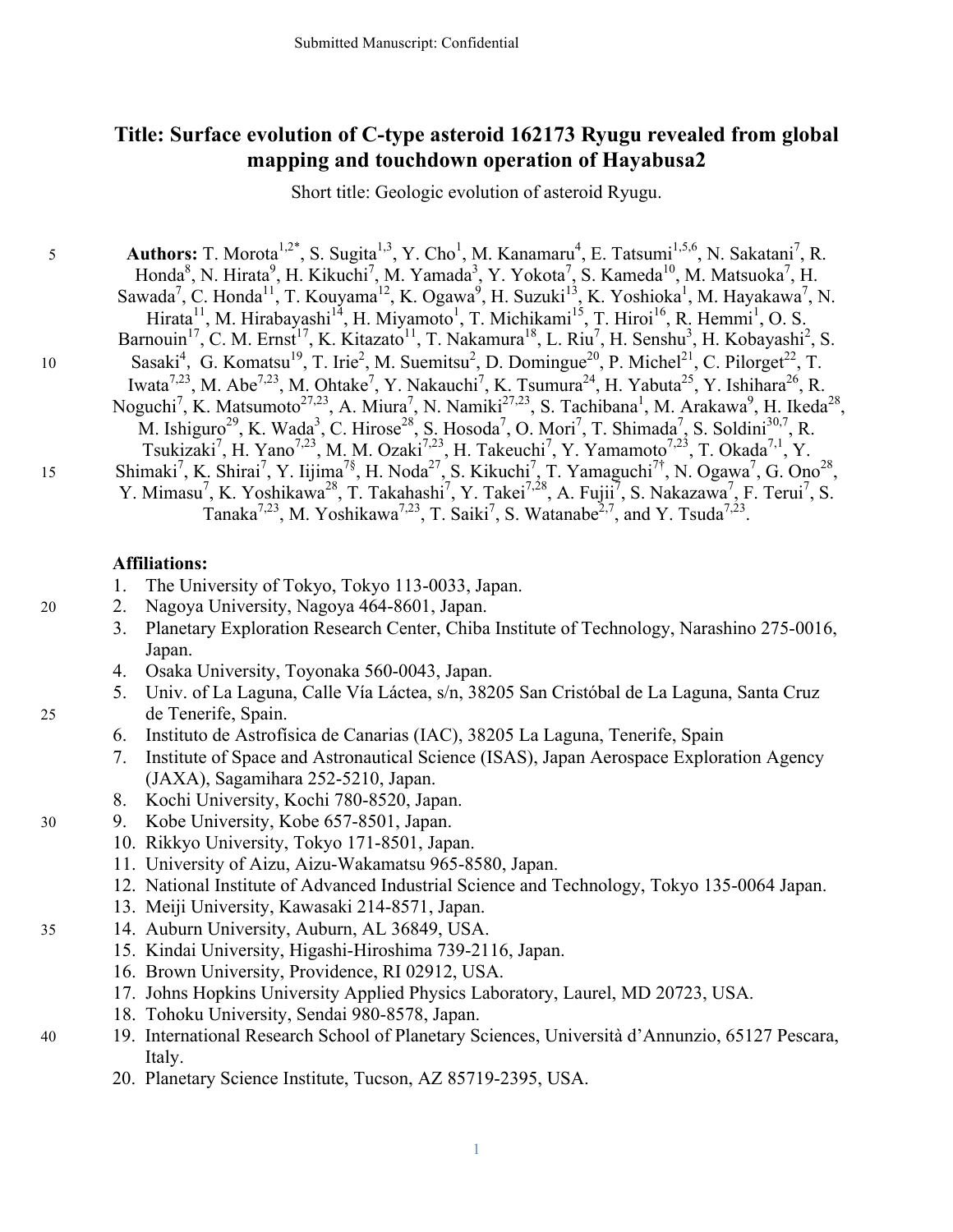# Title: Surface evolution of C-type asteroid 162173 Ryugu revealed from global mapping and touchdown operation of Hayabusa2

Short title: Geologic evolution of asteroid Ryugu.

**Authors:** T. Morota[1,2*], S. Sugita[1,3], Y. Cho[1], M. Kanamaru[4], E. Tatsumi[1,5,6], N. Sakatani[7], R. Honda[8], N. Hirata[9], H. Kikuchi[7], M. Yamada[3], Y. Yokota[7], S. Kameda[10], M. Matsuoka[7], H. Sawada[7], C. Honda[11], T. Kouyama[12], K. Ogawa[9], H. Suzuki[13], K. Yoshioka[1], M. Hayakawa[7], N. Hirata[11], M. Hirabayashi[14], H. Miyamoto[1], T. Michikami[15], T. Hiroi[16], R. Hemmi[1], O. S. Barnouin[17], C. M. Ernst[17], K. Kitazato[11], T. Nakamura[18], L. Riu[7], H. Senshu[3], H. Kobayashi[2], S. Sasaki[4], G. Komatsu[19], T. Irie[2], M. Suemitsu[2], D. Domingue[20], P. Michel[21], C. Pilorget[22], T. Iwata[7,23], M. Abe[7,23], M. Ohtake[7], Y. Nakauchi[7], K. Tsumura[24], H. Yabuta[25], Y. Ishihara[26], R. Noguchi[7], K. Matsumoto[27,23], A. Miura[7], N. Namiki[27,23], S. Tachibana[1], M. Arakawa[9], H. Ikeda[28], M. Ishiguro[29], K. Wada[3], C. Hirose[28], S. Hosoda[7], O. Mori[7], T. Shimada[7], S. Soldini[30,7], R. Tsukizaki[7], H. Yano[7,23], M. M. Ozaki[7,23], H. Takeuchi[7], Y. Yamamoto[7,23], T. Okada[7,1], Y. Shimaki[7], K. Shirai[7], Y. Iijima[7§], H. Noda[27], S. Kikuchi[7], T. Yamaguchi[7†], N. Ogawa[7], G. Ono[28], Y. Mimasu[7], K. Yoshikawa[28], T. Takahashi[7], Y. Takei[7,28], A. Fujii[7], S. Nakazawa[7], F. Terui[7], S. Tanaka[7,23], M. Yoshikawa[7,23], T. Saiki[7], S. Watanabe[2,7], and Y. Tsuda[7,23].

**Affiliations:**

1. The University of Tokyo, Tokyo 113-0033, Japan.
2. Nagoya University, Nagoya 464-8601, Japan.
3. Planetary Exploration Research Center, Chiba Institute of Technology, Narashino 275-0016, Japan.
4. Osaka University, Toyonaka 560-0043, Japan.
5. Univ. of La Laguna, Calle Vía Láctea, s/n, 38205 San Cristóbal de La Laguna, Santa Cruz de Tenerife, Spain.
6. Instituto de Astrofísica de Canarias (IAC), 38205 La Laguna, Tenerife, Spain
7. Institute of Space and Astronautical Science (ISAS), Japan Aerospace Exploration Agency (JAXA), Sagamihara 252-5210, Japan.
8. Kochi University, Kochi 780-8520, Japan.
9. Kobe University, Kobe 657-8501, Japan.
10. Rikkyo University, Tokyo 171-8501, Japan.
11. University of Aizu, Aizu-Wakamatsu 965-8580, Japan.
12. National Institute of Advanced Industrial Science and Technology, Tokyo 135-0064 Japan.
13. Meiji University, Kawasaki 214-8571, Japan.
14. Auburn University, Auburn, AL 36849, USA.
15. Kindai University, Higashi-Hiroshima 739-2116, Japan.
16. Brown University, Providence, RI 02912, USA.
17. Johns Hopkins University Applied Physics Laboratory, Laurel, MD 20723, USA.
18. Tohoku University, Sendai 980-8578, Japan.
19. International Research School of Planetary Sciences, Università d'Annunzio, 65127 Pescara, Italy.
20. Planetary Science Institute, Tucson, AZ 85719-2395, USA.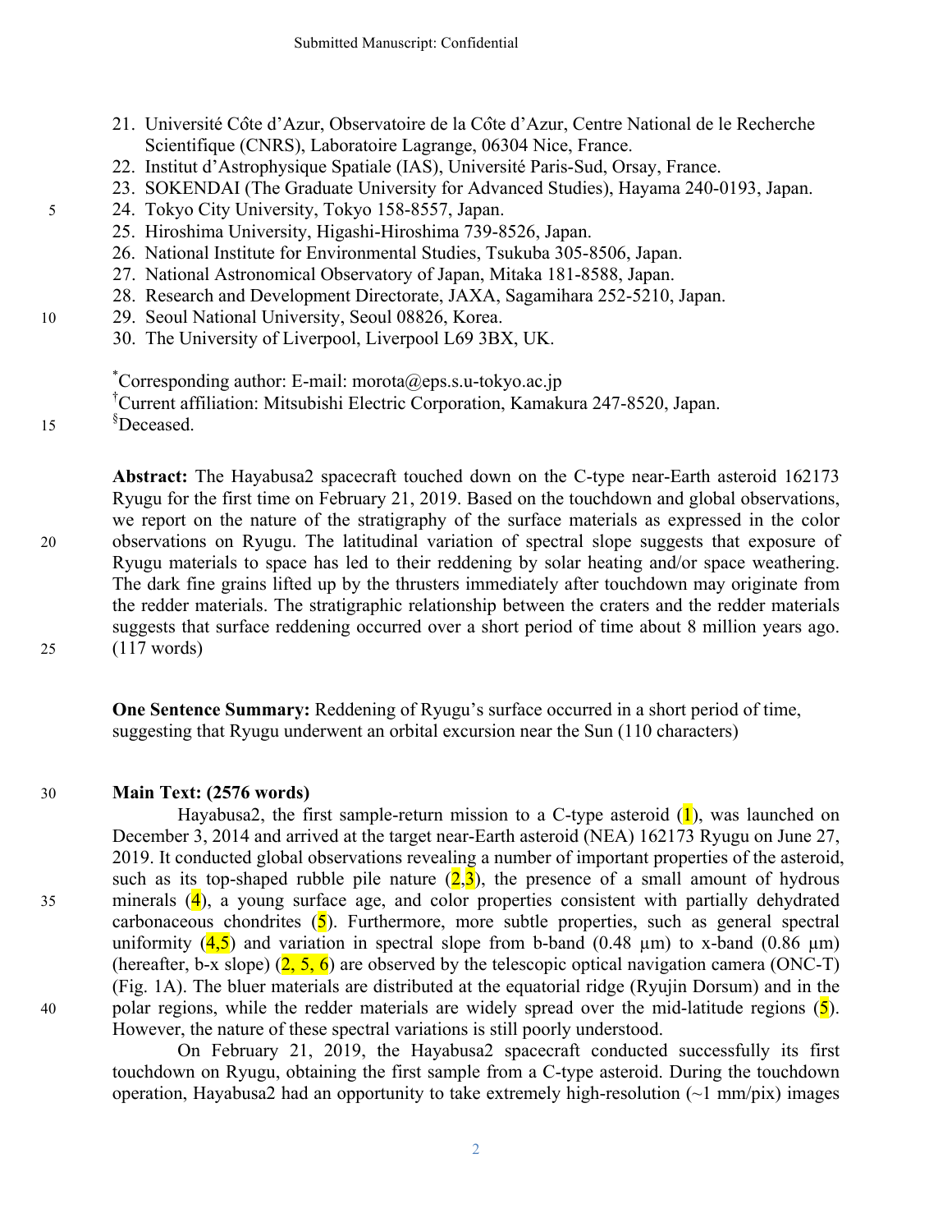21. Université Côte d'Azur, Observatoire de la Côte d'Azur, Centre National de le Recherche Scientifique (CNRS), Laboratoire Lagrange, 06304 Nice, France.
22. Institut d'Astrophysique Spatiale (IAS), Université Paris-Sud, Orsay, France.
23. SOKENDAI (The Graduate University for Advanced Studies), Hayama 240-0193, Japan.
24. Tokyo City University, Tokyo 158-8557, Japan.
25. Hiroshima University, Higashi-Hiroshima 739-8526, Japan.
26. National Institute for Environmental Studies, Tsukuba 305-8506, Japan.
27. National Astronomical Observatory of Japan, Mitaka 181-8588, Japan.
28. Research and Development Directorate, JAXA, Sagamihara 252-5210, Japan.
29. Seoul National University, Seoul 08826, Korea.
30. The University of Liverpool, Liverpool L69 3BX, UK.

[*]Corresponding author: E-mail: morota@eps.s.u-tokyo.ac.jp
[†]Current affiliation: Mitsubishi Electric Corporation, Kamakura 247-8520, Japan.
[§]Deceased.

**Abstract:** The Hayabusa2 spacecraft touched down on the C-type near-Earth asteroid 162173 Ryugu for the first time on February 21, 2019. Based on the touchdown and global observations, we report on the nature of the stratigraphy of the surface materials as expressed in the color observations on Ryugu. The latitudinal variation of spectral slope suggests that exposure of Ryugu materials to space has led to their reddening by solar heating and/or space weathering. The dark fine grains lifted up by the thrusters immediately after touchdown may originate from the redder materials. The stratigraphic relationship between the craters and the redder materials suggests that surface reddening occurred over a short period of time about 8 million years ago. (117 words)

**One Sentence Summary:** Reddening of Ryugu's surface occurred in a short period of time, suggesting that Ryugu underwent an orbital excursion near the Sun (110 characters)

**Main Text: (2576 words)**

Hayabusa2, the first sample-return mission to a C-type asteroid (1), was launched on December 3, 2014 and arrived at the target near-Earth asteroid (NEA) 162173 Ryugu on June 27, 2019. It conducted global observations revealing a number of important properties of the asteroid, such as its top-shaped rubble pile nature (2,3), the presence of a small amount of hydrous minerals (4), a young surface age, and color properties consistent with partially dehydrated carbonaceous chondrites (5). Furthermore, more subtle properties, such as general spectral uniformity (4,5) and variation in spectral slope from b-band (0.48 μm) to x-band (0.86 μm) (hereafter, b-x slope) (2, 5, 6) are observed by the telescopic optical navigation camera (ONC-T) (Fig. 1A). The bluer materials are distributed at the equatorial ridge (Ryujin Dorsum) and in the polar regions, while the redder materials are widely spread over the mid-latitude regions (5). However, the nature of these spectral variations is still poorly understood.

On February 21, 2019, the Hayabusa2 spacecraft conducted successfully its first touchdown on Ryugu, obtaining the first sample from a C-type asteroid. During the touchdown operation, Hayabusa2 had an opportunity to take extremely high-resolution (~1 mm/pix) images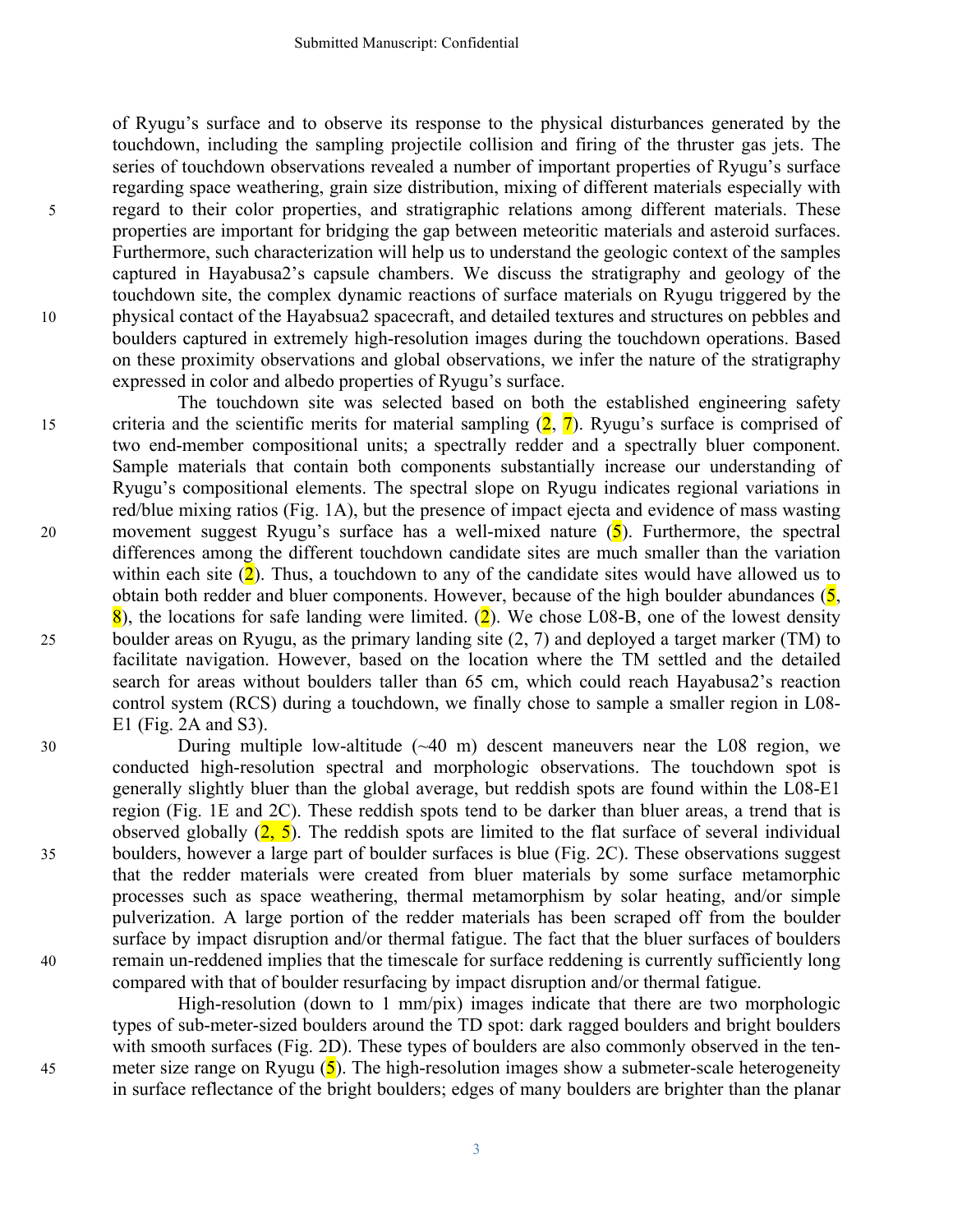of Ryugu's surface and to observe its response to the physical disturbances generated by the touchdown, including the sampling projectile collision and firing of the thruster gas jets. The series of touchdown observations revealed a number of important properties of Ryugu's surface regarding space weathering, grain size distribution, mixing of different materials especially with regard to their color properties, and stratigraphic relations among different materials. These properties are important for bridging the gap between meteoritic materials and asteroid surfaces. Furthermore, such characterization will help us to understand the geologic context of the samples captured in Hayabusa2's capsule chambers. We discuss the stratigraphy and geology of the touchdown site, the complex dynamic reactions of surface materials on Ryugu triggered by the physical contact of the Hayabsua2 spacecraft, and detailed textures and structures on pebbles and boulders captured in extremely high-resolution images during the touchdown operations. Based on these proximity observations and global observations, we infer the nature of the stratigraphy expressed in color and albedo properties of Ryugu's surface.

The touchdown site was selected based on both the established engineering safety criteria and the scientific merits for material sampling (2, 7). Ryugu's surface is comprised of two end-member compositional units; a spectrally redder and a spectrally bluer component. Sample materials that contain both components substantially increase our understanding of Ryugu's compositional elements. The spectral slope on Ryugu indicates regional variations in red/blue mixing ratios (Fig. 1A), but the presence of impact ejecta and evidence of mass wasting movement suggest Ryugu's surface has a well-mixed nature (5). Furthermore, the spectral differences among the different touchdown candidate sites are much smaller than the variation within each site (2). Thus, a touchdown to any of the candidate sites would have allowed us to obtain both redder and bluer components. However, because of the high boulder abundances (5, 8), the locations for safe landing were limited. (2). We chose L08-B, one of the lowest density boulder areas on Ryugu, as the primary landing site (2, 7) and deployed a target marker (TM) to facilitate navigation. However, based on the location where the TM settled and the detailed search for areas without boulders taller than 65 cm, which could reach Hayabusa2's reaction control system (RCS) during a touchdown, we finally chose to sample a smaller region in L08-E1 (Fig. 2A and S3).

During multiple low-altitude (~40 m) descent maneuvers near the L08 region, we conducted high-resolution spectral and morphologic observations. The touchdown spot is generally slightly bluer than the global average, but reddish spots are found within the L08-E1 region (Fig. 1E and 2C). These reddish spots tend to be darker than bluer areas, a trend that is observed globally (2, 5). The reddish spots are limited to the flat surface of several individual boulders, however a large part of boulder surfaces is blue (Fig. 2C). These observations suggest that the redder materials were created from bluer materials by some surface metamorphic processes such as space weathering, thermal metamorphism by solar heating, and/or simple pulverization. A large portion of the redder materials has been scraped off from the boulder surface by impact disruption and/or thermal fatigue. The fact that the bluer surfaces of boulders remain un-reddened implies that the timescale for surface reddening is currently sufficiently long compared with that of boulder resurfacing by impact disruption and/or thermal fatigue.

High-resolution (down to 1 mm/pix) images indicate that there are two morphologic types of sub-meter-sized boulders around the TD spot: dark ragged boulders and bright boulders with smooth surfaces (Fig. 2D). These types of boulders are also commonly observed in the ten-meter size range on Ryugu (5). The high-resolution images show a submeter-scale heterogeneity in surface reflectance of the bright boulders; edges of many boulders are brighter than the planar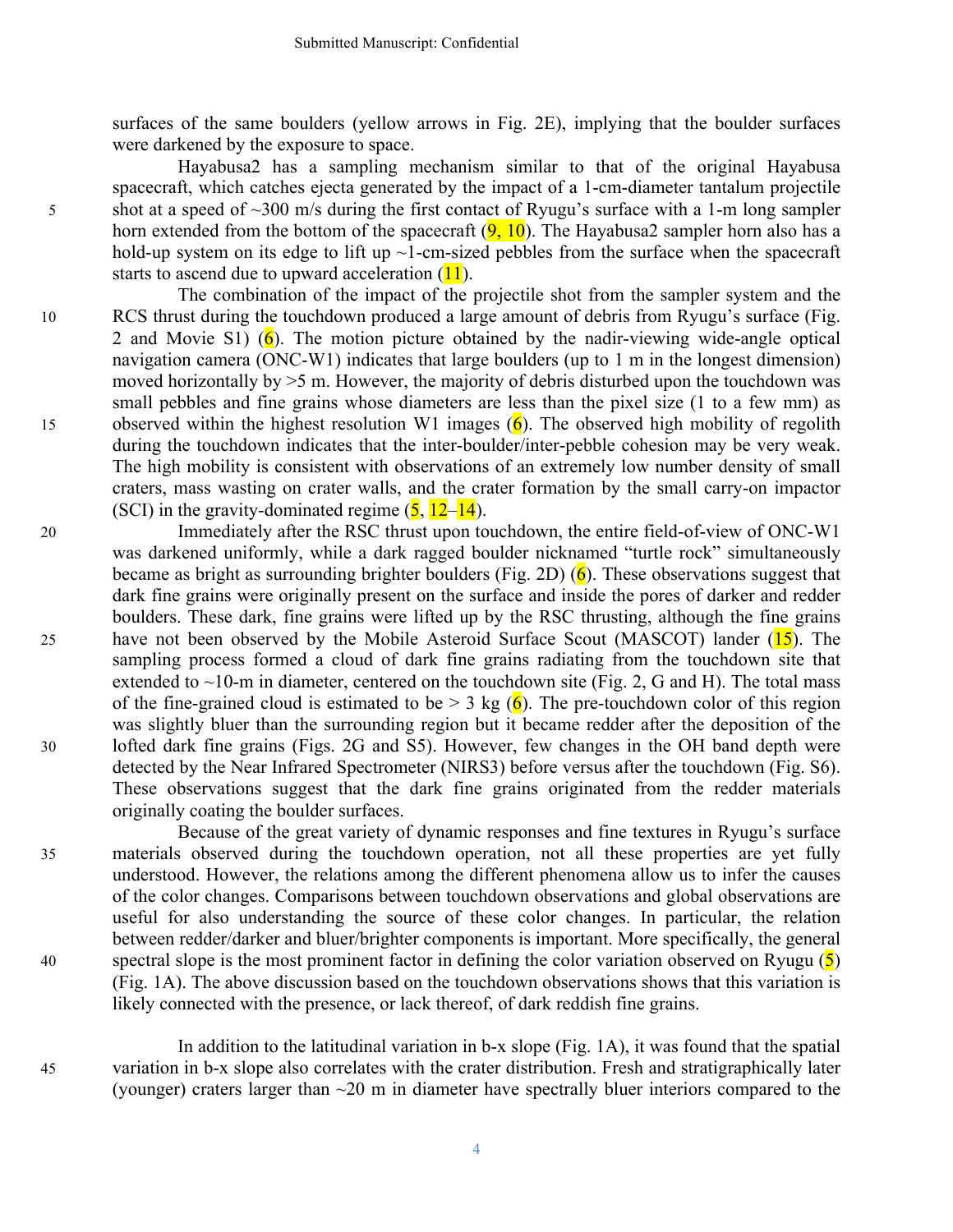surfaces of the same boulders (yellow arrows in Fig. 2E), implying that the boulder surfaces were darkened by the exposure to space.

Hayabusa2 has a sampling mechanism similar to that of the original Hayabusa spacecraft, which catches ejecta generated by the impact of a 1-cm-diameter tantalum projectile shot at a speed of ~300 m/s during the first contact of Ryugu's surface with a 1-m long sampler horn extended from the bottom of the spacecraft (9, 10). The Hayabusa2 sampler horn also has a hold-up system on its edge to lift up ~1-cm-sized pebbles from the surface when the spacecraft starts to ascend due to upward acceleration (11).

The combination of the impact of the projectile shot from the sampler system and the RCS thrust during the touchdown produced a large amount of debris from Ryugu's surface (Fig. 2 and Movie S1) (6). The motion picture obtained by the nadir-viewing wide-angle optical navigation camera (ONC-W1) indicates that large boulders (up to 1 m in the longest dimension) moved horizontally by >5 m. However, the majority of debris disturbed upon the touchdown was small pebbles and fine grains whose diameters are less than the pixel size (1 to a few mm) as observed within the highest resolution W1 images (6). The observed high mobility of regolith during the touchdown indicates that the inter-boulder/inter-pebble cohesion may be very weak. The high mobility is consistent with observations of an extremely low number density of small craters, mass wasting on crater walls, and the crater formation by the small carry-on impactor (SCI) in the gravity-dominated regime (5, 12–14).

Immediately after the RSC thrust upon touchdown, the entire field-of-view of ONC-W1 was darkened uniformly, while a dark ragged boulder nicknamed "turtle rock" simultaneously became as bright as surrounding brighter boulders (Fig. 2D) (6). These observations suggest that dark fine grains were originally present on the surface and inside the pores of darker and redder boulders. These dark, fine grains were lifted up by the RSC thrusting, although the fine grains have not been observed by the Mobile Asteroid Surface Scout (MASCOT) lander (15). The sampling process formed a cloud of dark fine grains radiating from the touchdown site that extended to ~10-m in diameter, centered on the touchdown site (Fig. 2, G and H). The total mass of the fine-grained cloud is estimated to be > 3 kg (6). The pre-touchdown color of this region was slightly bluer than the surrounding region but it became redder after the deposition of the lofted dark fine grains (Figs. 2G and S5). However, few changes in the OH band depth were detected by the Near Infrared Spectrometer (NIRS3) before versus after the touchdown (Fig. S6). These observations suggest that the dark fine grains originated from the redder materials originally coating the boulder surfaces.

Because of the great variety of dynamic responses and fine textures in Ryugu's surface materials observed during the touchdown operation, not all these properties are yet fully understood. However, the relations among the different phenomena allow us to infer the causes of the color changes. Comparisons between touchdown observations and global observations are useful for also understanding the source of these color changes. In particular, the relation between redder/darker and bluer/brighter components is important. More specifically, the general spectral slope is the most prominent factor in defining the color variation observed on Ryugu (5) (Fig. 1A). The above discussion based on the touchdown observations shows that this variation is likely connected with the presence, or lack thereof, of dark reddish fine grains.

In addition to the latitudinal variation in b-x slope (Fig. 1A), it was found that the spatial variation in b-x slope also correlates with the crater distribution. Fresh and stratigraphically later (younger) craters larger than ~20 m in diameter have spectrally bluer interiors compared to the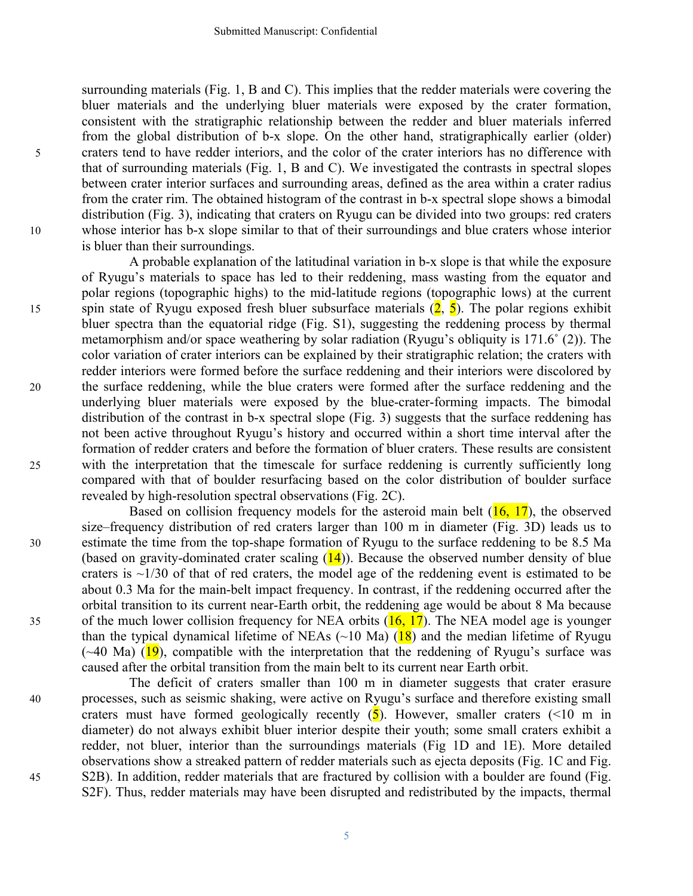surrounding materials (Fig. 1, B and C). This implies that the redder materials were covering the bluer materials and the underlying bluer materials were exposed by the crater formation, consistent with the stratigraphic relationship between the redder and bluer materials inferred from the global distribution of b-x slope. On the other hand, stratigraphically earlier (older) craters tend to have redder interiors, and the color of the crater interiors has no difference with that of surrounding materials (Fig. 1, B and C). We investigated the contrasts in spectral slopes between crater interior surfaces and surrounding areas, defined as the area within a crater radius from the crater rim. The obtained histogram of the contrast in b-x spectral slope shows a bimodal distribution (Fig. 3), indicating that craters on Ryugu can be divided into two groups: red craters whose interior has b-x slope similar to that of their surroundings and blue craters whose interior is bluer than their surroundings.

A probable explanation of the latitudinal variation in b-x slope is that while the exposure of Ryugu's materials to space has led to their reddening, mass wasting from the equator and polar regions (topographic highs) to the mid-latitude regions (topographic lows) at the current spin state of Ryugu exposed fresh bluer subsurface materials (2, 5). The polar regions exhibit bluer spectra than the equatorial ridge (Fig. S1), suggesting the reddening process by thermal metamorphism and/or space weathering by solar radiation (Ryugu's obliquity is 171.6˚ (2)). The color variation of crater interiors can be explained by their stratigraphic relation; the craters with redder interiors were formed before the surface reddening and their interiors were discolored by the surface reddening, while the blue craters were formed after the surface reddening and the underlying bluer materials were exposed by the blue-crater-forming impacts. The bimodal distribution of the contrast in b-x spectral slope (Fig. 3) suggests that the surface reddening has not been active throughout Ryugu's history and occurred within a short time interval after the formation of redder craters and before the formation of bluer craters. These results are consistent with the interpretation that the timescale for surface reddening is currently sufficiently long compared with that of boulder resurfacing based on the color distribution of boulder surface revealed by high-resolution spectral observations (Fig. 2C).

Based on collision frequency models for the asteroid main belt (16, 17), the observed size–frequency distribution of red craters larger than 100 m in diameter (Fig. 3D) leads us to estimate the time from the top-shape formation of Ryugu to the surface reddening to be 8.5 Ma (based on gravity-dominated crater scaling (14)). Because the observed number density of blue craters is ~1/30 of that of red craters, the model age of the reddening event is estimated to be about 0.3 Ma for the main-belt impact frequency. In contrast, if the reddening occurred after the orbital transition to its current near-Earth orbit, the reddening age would be about 8 Ma because of the much lower collision frequency for NEA orbits (16, 17). The NEA model age is younger than the typical dynamical lifetime of NEAs (~10 Ma) (18) and the median lifetime of Ryugu (~40 Ma) (19), compatible with the interpretation that the reddening of Ryugu's surface was caused after the orbital transition from the main belt to its current near Earth orbit.

The deficit of craters smaller than 100 m in diameter suggests that crater erasure processes, such as seismic shaking, were active on Ryugu's surface and therefore existing small craters must have formed geologically recently (5). However, smaller craters (<10 m in diameter) do not always exhibit bluer interior despite their youth; some small craters exhibit a redder, not bluer, interior than the surroundings materials (Fig 1D and 1E). More detailed observations show a streaked pattern of redder materials such as ejecta deposits (Fig. 1C and Fig. S2B). In addition, redder materials that are fractured by collision with a boulder are found (Fig. S2F). Thus, redder materials may have been disrupted and redistributed by the impacts, thermal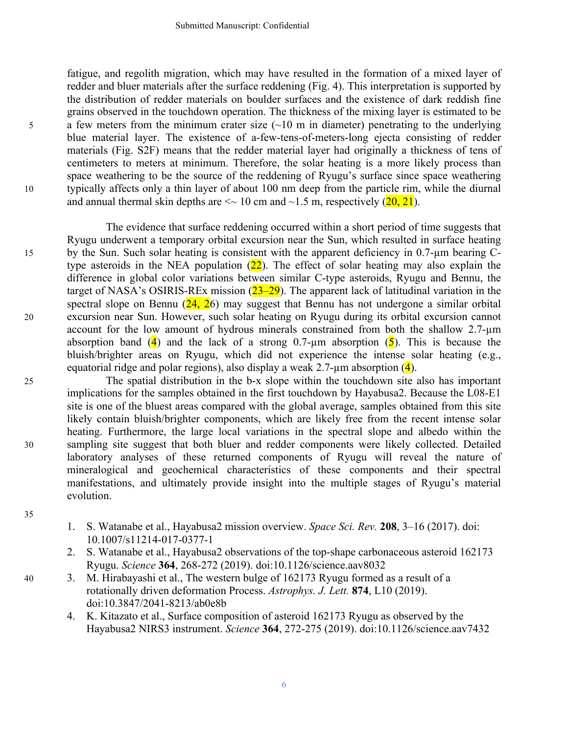fatigue, and regolith migration, which may have resulted in the formation of a mixed layer of redder and bluer materials after the surface reddening (Fig. 4). This interpretation is supported by the distribution of redder materials on boulder surfaces and the existence of dark reddish fine grains observed in the touchdown operation. The thickness of the mixing layer is estimated to be a few meters from the minimum crater size (~10 m in diameter) penetrating to the underlying blue material layer. The existence of a-few-tens-of-meters-long ejecta consisting of redder materials (Fig. S2F) means that the redder material layer had originally a thickness of tens of centimeters to meters at minimum. Therefore, the solar heating is a more likely process than space weathering to be the source of the reddening of Ryugu's surface since space weathering typically affects only a thin layer of about 100 nm deep from the particle rim, while the diurnal and annual thermal skin depths are <~ 10 cm and ~1.5 m, respectively (20, 21).

The evidence that surface reddening occurred within a short period of time suggests that Ryugu underwent a temporary orbital excursion near the Sun, which resulted in surface heating by the Sun. Such solar heating is consistent with the apparent deficiency in 0.7-μm bearing C-type asteroids in the NEA population (22). The effect of solar heating may also explain the difference in global color variations between similar C-type asteroids, Ryugu and Bennu, the target of NASA's OSIRIS-REx mission (23–29). The apparent lack of latitudinal variation in the spectral slope on Bennu (24, 26) may suggest that Bennu has not undergone a similar orbital excursion near Sun. However, such solar heating on Ryugu during its orbital excursion cannot account for the low amount of hydrous minerals constrained from both the shallow 2.7-μm absorption band (4) and the lack of a strong 0.7-μm absorption (5). This is because the bluish/brighter areas on Ryugu, which did not experience the intense solar heating (e.g., equatorial ridge and polar regions), also display a weak 2.7-μm absorption (4).

The spatial distribution in the b-x slope within the touchdown site also has important implications for the samples obtained in the first touchdown by Hayabusa2. Because the L08-E1 site is one of the bluest areas compared with the global average, samples obtained from this site likely contain bluish/brighter components, which are likely free from the recent intense solar heating. Furthermore, the large local variations in the spectral slope and albedo within the sampling site suggest that both bluer and redder components were likely collected. Detailed laboratory analyses of these returned components of Ryugu will reveal the nature of mineralogical and geochemical characteristics of these components and their spectral manifestations, and ultimately provide insight into the multiple stages of Ryugu's material evolution.

1. S. Watanabe et al., Hayabusa2 mission overview. *Space Sci. Rev.* **208**, 3–16 (2017). doi: 10.1007/s11214-017-0377-1
2. S. Watanabe et al., Hayabusa2 observations of the top-shape carbonaceous asteroid 162173 Ryugu. *Science* **364**, 268-272 (2019). doi:10.1126/science.aav8032
3. M. Hirabayashi et al., The western bulge of 162173 Ryugu formed as a result of a rotationally driven deformation Process. *Astrophys. J. Lett.* **874**, L10 (2019). doi:10.3847/2041-8213/ab0e8b
4. K. Kitazato et al., Surface composition of asteroid 162173 Ryugu as observed by the Hayabusa2 NIRS3 instrument. *Science* **364**, 272-275 (2019). doi:10.1126/science.aav7432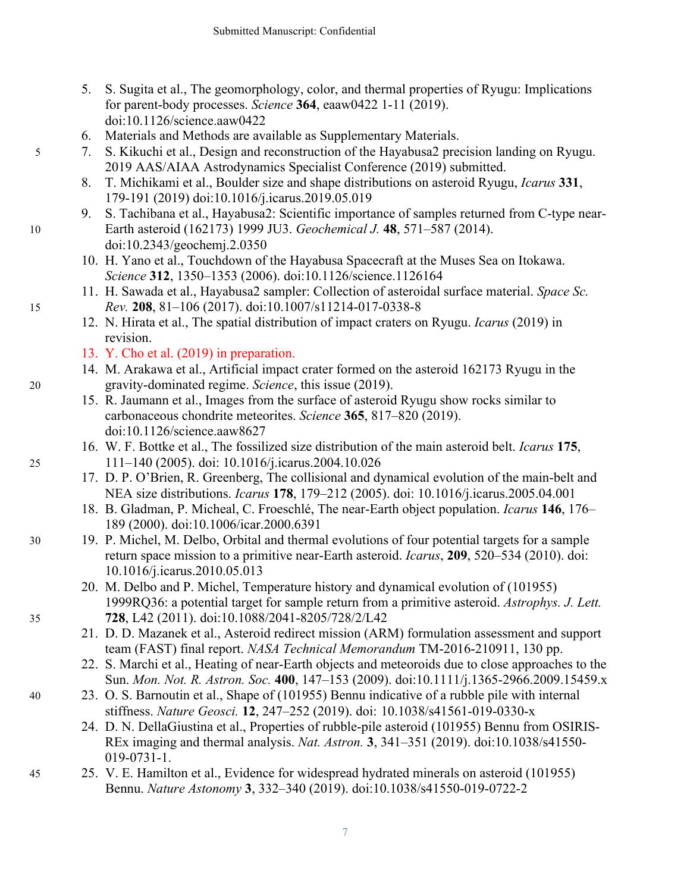5. S. Sugita et al., The geomorphology, color, and thermal properties of Ryugu: Implications for parent-body processes. *Science* **364**, eaaw0422 1-11 (2019). doi:10.1126/science.aaw0422
6. Materials and Methods are available as Supplementary Materials.
7. S. Kikuchi et al., Design and reconstruction of the Hayabusa2 precision landing on Ryugu. 2019 AAS/AIAA Astrodynamics Specialist Conference (2019) submitted.
8. T. Michikami et al., Boulder size and shape distributions on asteroid Ryugu, *Icarus* **331**, 179-191 (2019) doi:10.1016/j.icarus.2019.05.019
9. S. Tachibana et al., Hayabusa2: Scientific importance of samples returned from C-type near-Earth asteroid (162173) 1999 JU3. *Geochemical J.* **48**, 571–587 (2014). doi:10.2343/geochemj.2.0350
10. H. Yano et al., Touchdown of the Hayabusa Spacecraft at the Muses Sea on Itokawa. *Science* **312**, 1350–1353 (2006). doi:10.1126/science.1126164
11. H. Sawada et al., Hayabusa2 sampler: Collection of asteroidal surface material. *Space Sc. Rev.* **208**, 81–106 (2017). doi:10.1007/s11214-017-0338-8
12. N. Hirata et al., The spatial distribution of impact craters on Ryugu. *Icarus* (2019) in revision.
13. Y. Cho et al. (2019) in preparation.
14. M. Arakawa et al., Artificial impact crater formed on the asteroid 162173 Ryugu in the gravity-dominated regime. *Science*, this issue (2019).
15. R. Jaumann et al., Images from the surface of asteroid Ryugu show rocks similar to carbonaceous chondrite meteorites. *Science* **365**, 817–820 (2019). doi:10.1126/science.aaw8627
16. W. F. Bottke et al., The fossilized size distribution of the main asteroid belt. *Icarus* **175**, 111–140 (2005). doi: 10.1016/j.icarus.2004.10.026
17. D. P. O'Brien, R. Greenberg, The collisional and dynamical evolution of the main-belt and NEA size distributions. *Icarus* **178**, 179–212 (2005). doi: 10.1016/j.icarus.2005.04.001
18. B. Gladman, P. Micheal, C. Froeschlé, The near-Earth object population. *Icarus* **146**, 176–189 (2000). doi:10.1006/icar.2000.6391
19. P. Michel, M. Delbo, Orbital and thermal evolutions of four potential targets for a sample return space mission to a primitive near-Earth asteroid. *Icarus*, **209**, 520–534 (2010). doi: 10.1016/j.icarus.2010.05.013
20. M. Delbo and P. Michel, Temperature history and dynamical evolution of (101955) 1999RQ36: a potential target for sample return from a primitive asteroid. *Astrophys. J. Lett.* **728**, L42 (2011). doi:10.1088/2041-8205/728/2/L42
21. D. D. Mazanek et al., Asteroid redirect mission (ARM) formulation assessment and support team (FAST) final report. *NASA Technical Memorandum* TM-2016-210911, 130 pp.
22. S. Marchi et al., Heating of near-Earth objects and meteoroids due to close approaches to the Sun. *Mon. Not. R. Astron. Soc.* **400**, 147–153 (2009). doi:10.1111/j.1365-2966.2009.15459.x
23. O. S. Barnoutin et al., Shape of (101955) Bennu indicative of a rubble pile with internal stiffness. *Nature Geosci.* **12**, 247–252 (2019). doi: 10.1038/s41561-019-0330-x
24. D. N. DellaGiustina et al., Properties of rubble-pile asteroid (101955) Bennu from OSIRIS-REx imaging and thermal analysis. *Nat. Astron.* **3**, 341–351 (2019). doi:10.1038/s41550-019-0731-1.
25. V. E. Hamilton et al., Evidence for widespread hydrated minerals on asteroid (101955) Bennu. *Nature Astonomy* **3**, 332–340 (2019). doi:10.1038/s41550-019-0722-2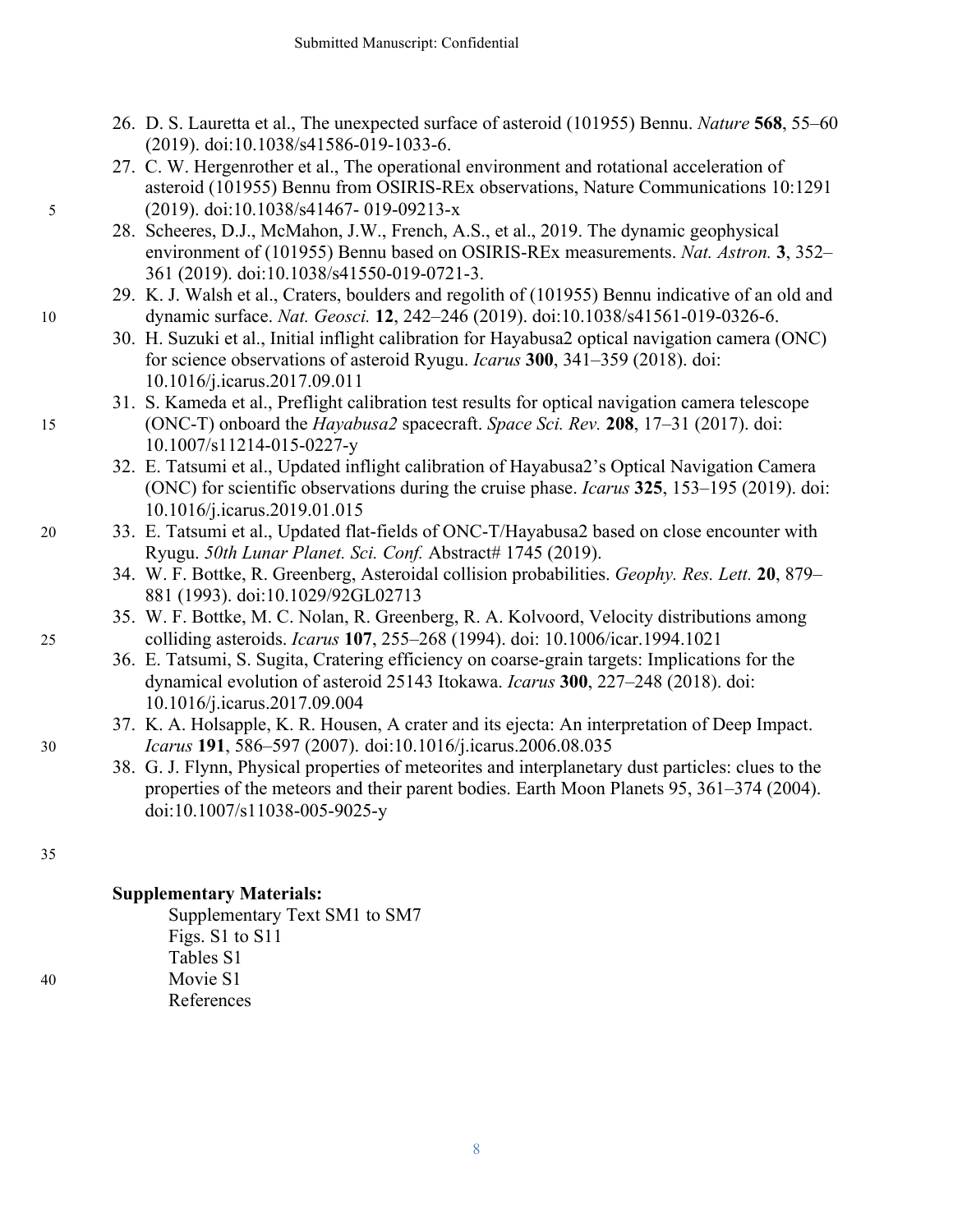26. D. S. Lauretta et al., The unexpected surface of asteroid (101955) Bennu. *Nature* **568**, 55–60 (2019). doi:10.1038/s41586-019-1033-6.
27. C. W. Hergenrother et al., The operational environment and rotational acceleration of asteroid (101955) Bennu from OSIRIS-REx observations, Nature Communications 10:1291 (2019). doi:10.1038/s41467- 019-09213-x
28. Scheeres, D.J., McMahon, J.W., French, A.S., et al., 2019. The dynamic geophysical environment of (101955) Bennu based on OSIRIS-REx measurements. *Nat. Astron.* **3**, 352–361 (2019). doi:10.1038/s41550-019-0721-3.
29. K. J. Walsh et al., Craters, boulders and regolith of (101955) Bennu indicative of an old and dynamic surface. *Nat. Geosci.* **12**, 242–246 (2019). doi:10.1038/s41561-019-0326-6.
30. H. Suzuki et al., Initial inflight calibration for Hayabusa2 optical navigation camera (ONC) for science observations of asteroid Ryugu. *Icarus* **300**, 341–359 (2018). doi: 10.1016/j.icarus.2017.09.011
31. S. Kameda et al., Preflight calibration test results for optical navigation camera telescope (ONC-T) onboard the *Hayabusa2* spacecraft. *Space Sci. Rev.* **208**, 17–31 (2017). doi: 10.1007/s11214-015-0227-y
32. E. Tatsumi et al., Updated inflight calibration of Hayabusa2's Optical Navigation Camera (ONC) for scientific observations during the cruise phase. *Icarus* **325**, 153–195 (2019). doi: 10.1016/j.icarus.2019.01.015
33. E. Tatsumi et al., Updated flat-fields of ONC-T/Hayabusa2 based on close encounter with Ryugu. *50th Lunar Planet. Sci. Conf.* Abstract# 1745 (2019).
34. W. F. Bottke, R. Greenberg, Asteroidal collision probabilities. *Geophy. Res. Lett.* **20**, 879–881 (1993). doi:10.1029/92GL02713
35. W. F. Bottke, M. C. Nolan, R. Greenberg, R. A. Kolvoord, Velocity distributions among colliding asteroids. *Icarus* **107**, 255–268 (1994). doi: 10.1006/icar.1994.1021
36. E. Tatsumi, S. Sugita, Cratering efficiency on coarse-grain targets: Implications for the dynamical evolution of asteroid 25143 Itokawa. *Icarus* **300**, 227–248 (2018). doi: 10.1016/j.icarus.2017.09.004
37. K. A. Holsapple, K. R. Housen, A crater and its ejecta: An interpretation of Deep Impact. *Icarus* **191**, 586–597 (2007). doi:10.1016/j.icarus.2006.08.035
38. G. J. Flynn, Physical properties of meteorites and interplanetary dust particles: clues to the properties of the meteors and their parent bodies. Earth Moon Planets 95, 361–374 (2004). doi:10.1007/s11038-005-9025-y

**Supplementary Materials:**

Supplementary Text SM1 to SM7
Figs. S1 to S11
Tables S1
Movie S1
References